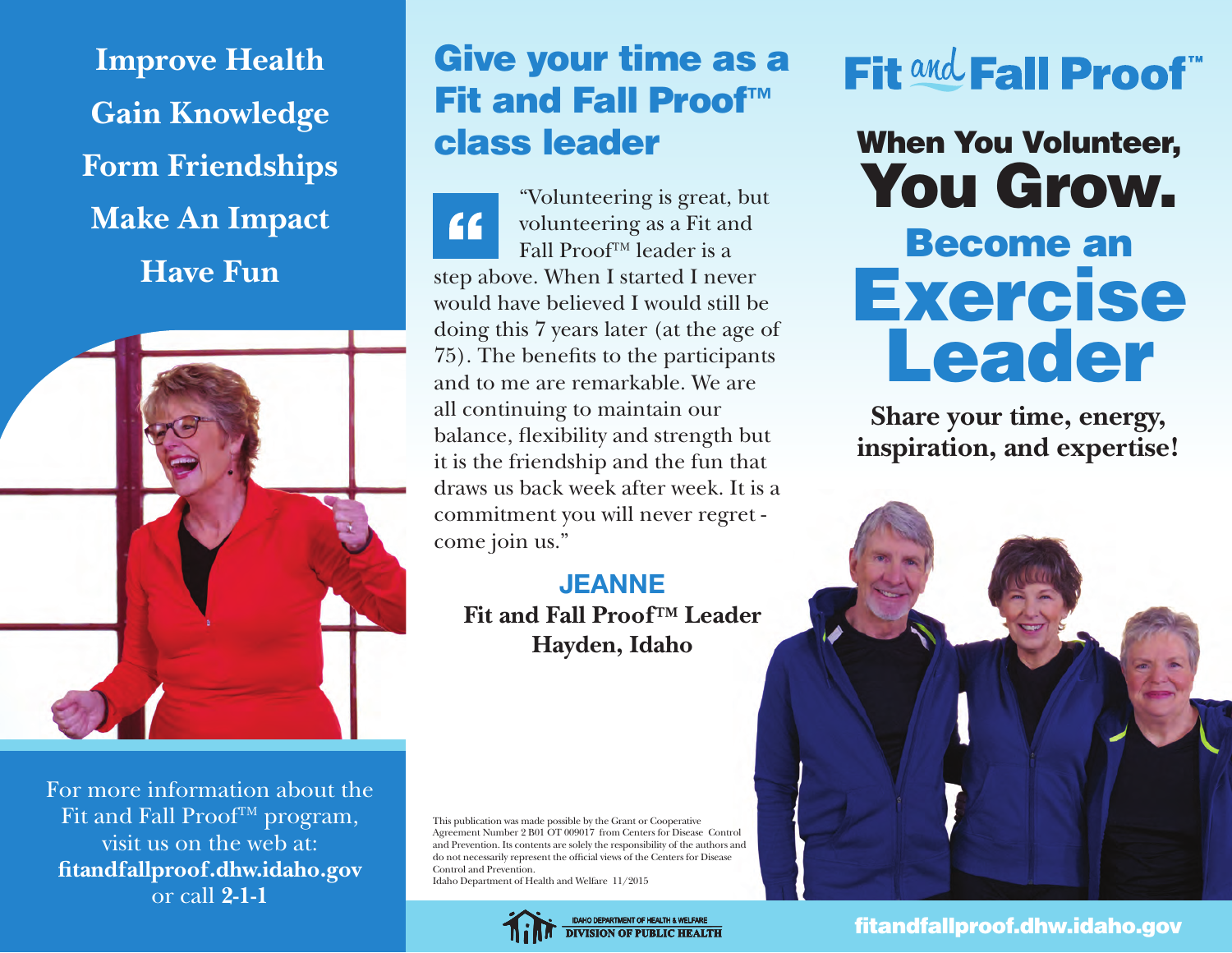**Improve Health**

**Gain Knowledge**

**Form Friendships**

**Make An Impact**

**Have Fun**

For more information about the Fit and Fall Proof™ program, visit us on the web at:
**fitandfallproof.dhw.idaho.gov**
or call **2-1-1**

## Give your time as a Fit and Fall Proof™ class leader

“Volunteering is great, but volunteering as a Fit and Fall Proof™ leader is a step above. When I started I never would have believed I would still be doing this 7 years later (at the age of 75). The benefits to the participants and to me are remarkable. We are all continuing to maintain our balance, flexibility and strength but it is the friendship and the fun that draws us back week after week. It is a commitment you will never regret - come join us.”

**JEANNE**
**Fit and Fall Proof™ Leader**
**Hayden, Idaho**

This publication was made possible by the Grant or Cooperative Agreement Number 2 B01 OT 009017 from Centers for Disease Control and Prevention. Its contents are solely the responsibility of the authors and do not necessarily represent the official views of the Centers for Disease Control and Prevention.
Idaho Department of Health and Welfare 11/2015

IDAHO DEPARTMENT OF HEALTH & WELFARE
DIVISION OF PUBLIC HEALTH

# Fit and Fall Proof™

## When You Volunteer, You Grow.

## Become an Exercise Leader

**Share your time, energy, inspiration, and expertise!**

**fitandfallproof.dhw.idaho.gov**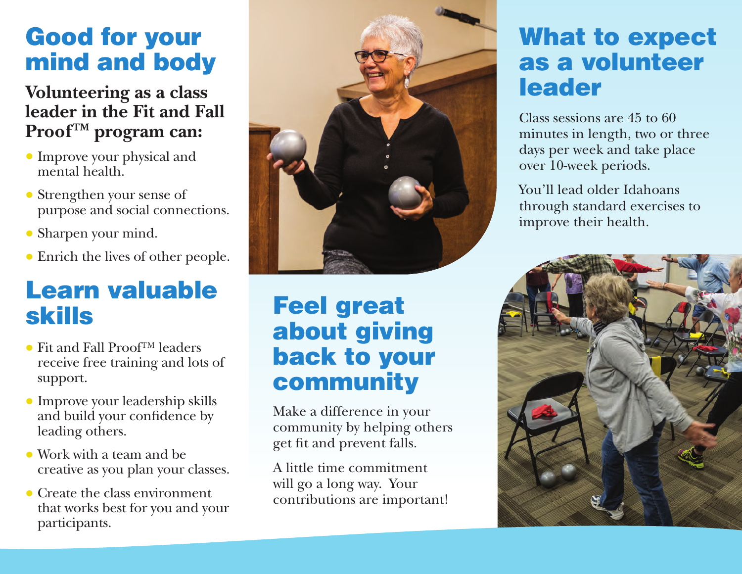## Good for your mind and body

**Volunteering as a class leader in the Fit and Fall Proof™ program can:**

- Improve your physical and mental health.
- Strengthen your sense of purpose and social connections.
- Sharpen your mind.
- Enrich the lives of other people.

## Learn valuable skills

- Fit and Fall Proof™ leaders receive free training and lots of support.
- Improve your leadership skills and build your confidence by leading others.
- Work with a team and be creative as you plan your classes.
- Create the class environment that works best for you and your participants.

## Feel great about giving back to your community

Make a difference in your community by helping others get fit and prevent falls.

A little time commitment will go a long way. Your contributions are important!

## What to expect as a volunteer leader

Class sessions are 45 to 60 minutes in length, two or three days per week and take place over 10-week periods.

You'll lead older Idahoans through standard exercises to improve their health.